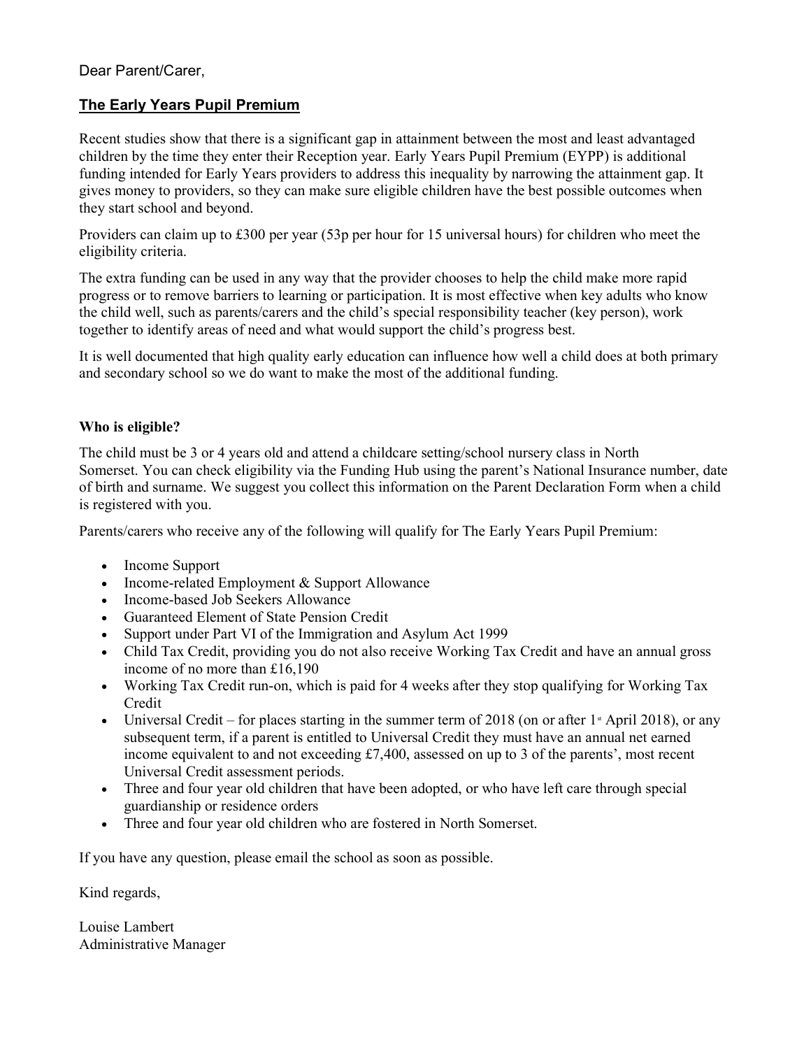Dear Parent/Carer,

## The Early Years Pupil Premium

Recent studies show that there is a significant gap in attainment between the most and least advantaged children by the time they enter their Reception year. Early Years Pupil Premium (EYPP) is additional funding intended for Early Years providers to address this inequality by narrowing the attainment gap. It gives money to providers, so they can make sure eligible children have the best possible outcomes when they start school and beyond.

Providers can claim up to £300 per year (53p per hour for 15 universal hours) for children who meet the eligibility criteria.

The extra funding can be used in any way that the provider chooses to help the child make more rapid progress or to remove barriers to learning or participation. It is most effective when key adults who know the child well, such as parents/carers and the child's special responsibility teacher (key person), work together to identify areas of need and what would support the child's progress best.

It is well documented that high quality early education can influence how well a child does at both primary and secondary school so we do want to make the most of the additional funding.

**Who is eligible?**

The child must be 3 or 4 years old and attend a childcare setting/school nursery class in North Somerset. You can check eligibility via the Funding Hub using the parent's National Insurance number, date of birth and surname. We suggest you collect this information on the Parent Declaration Form when a child is registered with you.

Parents/carers who receive any of the following will qualify for The Early Years Pupil Premium:

- Income Support
- Income-related Employment & Support Allowance
- Income-based Job Seekers Allowance
- Guaranteed Element of State Pension Credit
- Support under Part VI of the Immigration and Asylum Act 1999
- Child Tax Credit, providing you do not also receive Working Tax Credit and have an annual gross income of no more than £16,190
- Working Tax Credit run-on, which is paid for 4 weeks after they stop qualifying for Working Tax Credit
- Universal Credit – for places starting in the summer term of 2018 (on or after 1st April 2018), or any subsequent term, if a parent is entitled to Universal Credit they must have an annual net earned income equivalent to and not exceeding £7,400, assessed on up to 3 of the parents', most recent Universal Credit assessment periods.
- Three and four year old children that have been adopted, or who have left care through special guardianship or residence orders
- Three and four year old children who are fostered in North Somerset.

If you have any question, please email the school as soon as possible.

Kind regards,

Louise Lambert
Administrative Manager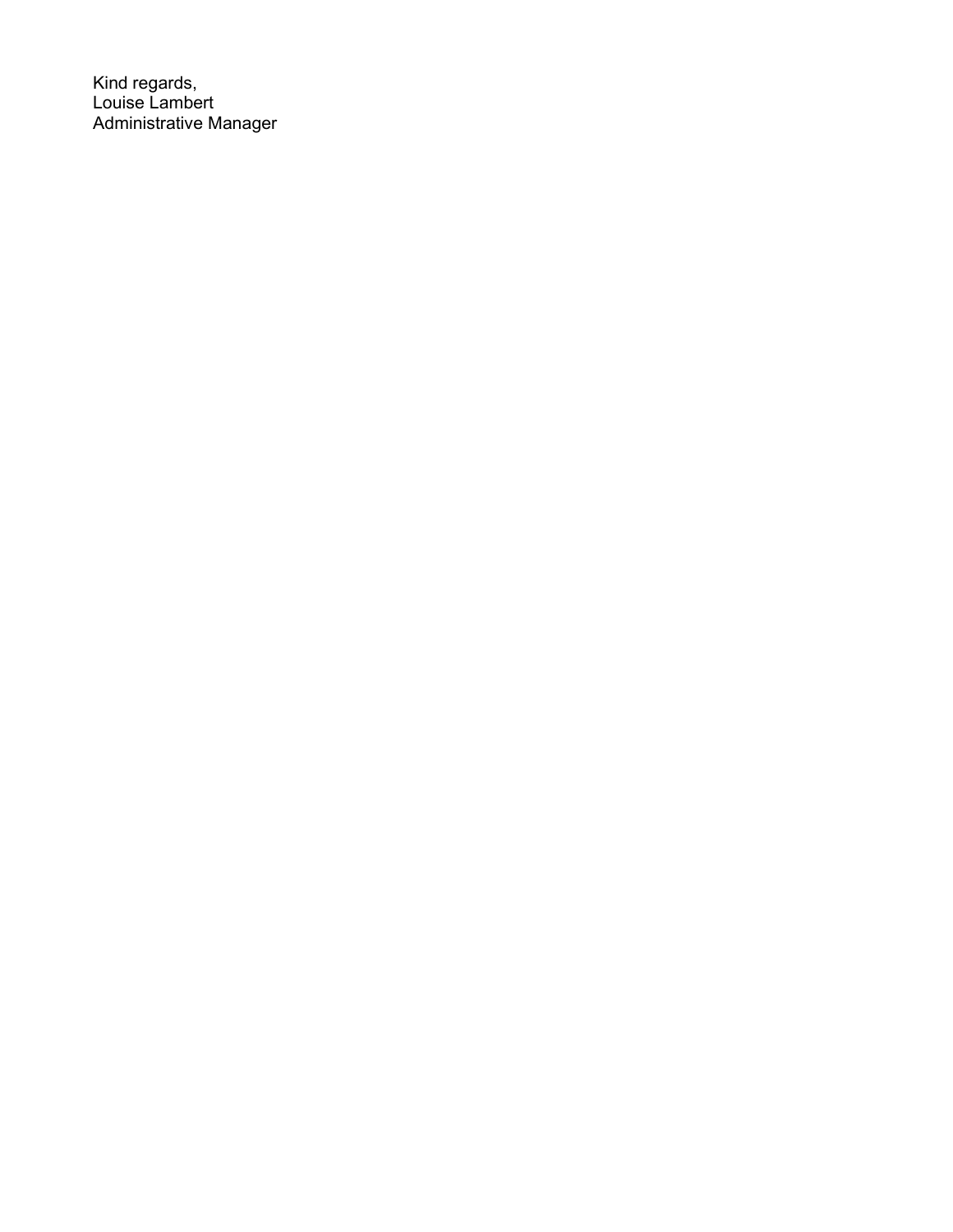Kind regards,
Louise Lambert
Administrative Manager